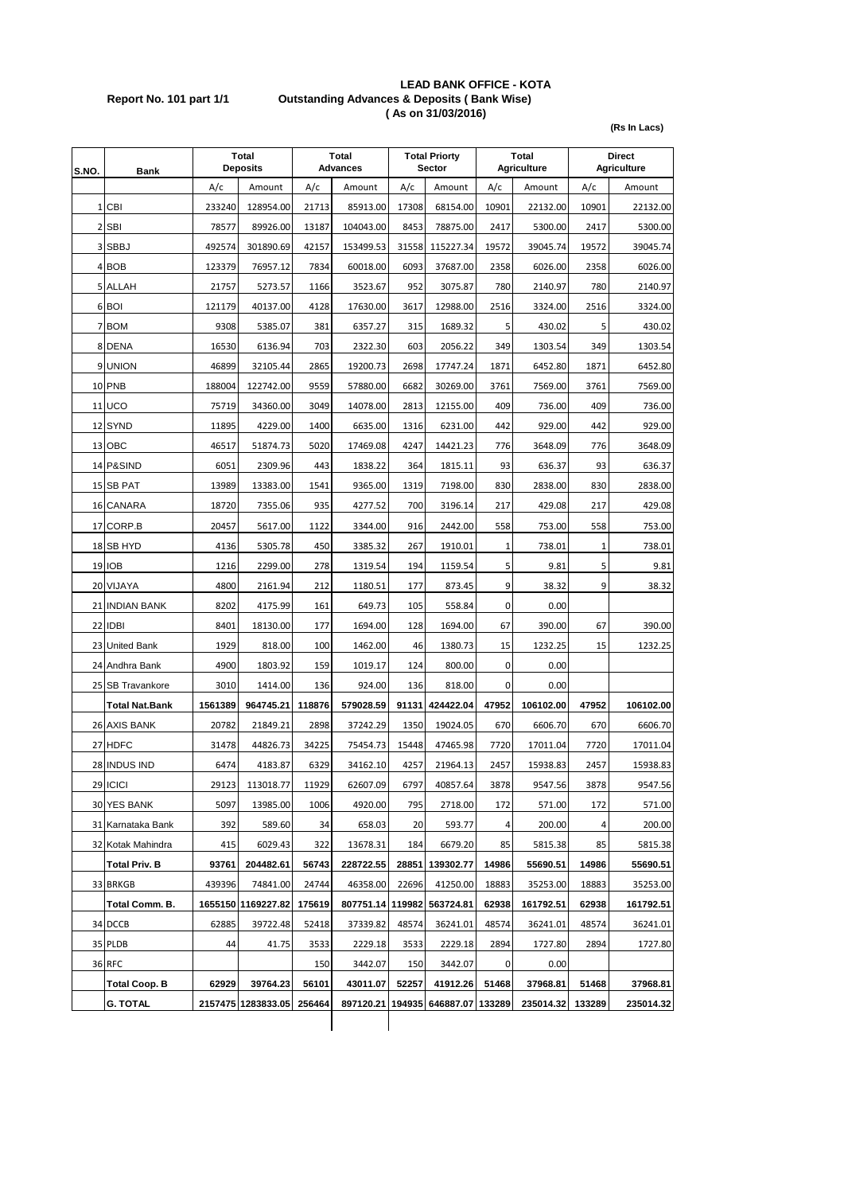**Report No. 101 part 1/1**

# LEAD BANK OFFICE - KOTA

## Outstanding Advances & Deposits ( Bank Wise)

**( As on 31/03/2016)**

**(Rs In Lacs)**

| S.NO. | Bank | Total Deposits | | Total Advances | | Total Priorty Sector | | Total Agriculture | | Direct Agriculture | |
|---|---|---|---|---|---|---|---|---|---|---|---|
| | | A/c | Amount | A/c | Amount | A/c | Amount | A/c | Amount | A/c | Amount |
| 1 | CBI | 233240 | 128954.00 | 21713 | 85913.00 | 17308 | 68154.00 | 10901 | 22132.00 | 10901 | 22132.00 |
| 2 | SBI | 78577 | 89926.00 | 13187 | 104043.00 | 8453 | 78875.00 | 2417 | 5300.00 | 2417 | 5300.00 |
| 3 | SBBJ | 492574 | 301890.69 | 42157 | 153499.53 | 31558 | 115227.34 | 19572 | 39045.74 | 19572 | 39045.74 |
| 4 | BOB | 123379 | 76957.12 | 7834 | 60018.00 | 6093 | 37687.00 | 2358 | 6026.00 | 2358 | 6026.00 |
| 5 | ALLAH | 21757 | 5273.57 | 1166 | 3523.67 | 952 | 3075.87 | 780 | 2140.97 | 780 | 2140.97 |
| 6 | BOI | 121179 | 40137.00 | 4128 | 17630.00 | 3617 | 12988.00 | 2516 | 3324.00 | 2516 | 3324.00 |
| 7 | BOM | 9308 | 5385.07 | 381 | 6357.27 | 315 | 1689.32 | 5 | 430.02 | 5 | 430.02 |
| 8 | DENA | 16530 | 6136.94 | 703 | 2322.30 | 603 | 2056.22 | 349 | 1303.54 | 349 | 1303.54 |
| 9 | UNION | 46899 | 32105.44 | 2865 | 19200.73 | 2698 | 17747.24 | 1871 | 6452.80 | 1871 | 6452.80 |
| 10 | PNB | 188004 | 122742.00 | 9559 | 57880.00 | 6682 | 30269.00 | 3761 | 7569.00 | 3761 | 7569.00 |
| 11 | UCO | 75719 | 34360.00 | 3049 | 14078.00 | 2813 | 12155.00 | 409 | 736.00 | 409 | 736.00 |
| 12 | SYND | 11895 | 4229.00 | 1400 | 6635.00 | 1316 | 6231.00 | 442 | 929.00 | 442 | 929.00 |
| 13 | OBC | 46517 | 51874.73 | 5020 | 17469.08 | 4247 | 14421.23 | 776 | 3648.09 | 776 | 3648.09 |
| 14 | P&SIND | 6051 | 2309.96 | 443 | 1838.22 | 364 | 1815.11 | 93 | 636.37 | 93 | 636.37 |
| 15 | SB PAT | 13989 | 13383.00 | 1541 | 9365.00 | 1319 | 7198.00 | 830 | 2838.00 | 830 | 2838.00 |
| 16 | CANARA | 18720 | 7355.06 | 935 | 4277.52 | 700 | 3196.14 | 217 | 429.08 | 217 | 429.08 |
| 17 | CORP.B | 20457 | 5617.00 | 1122 | 3344.00 | 916 | 2442.00 | 558 | 753.00 | 558 | 753.00 |
| 18 | SB HYD | 4136 | 5305.78 | 450 | 3385.32 | 267 | 1910.01 | 1 | 738.01 | 1 | 738.01 |
| 19 | IOB | 1216 | 2299.00 | 278 | 1319.54 | 194 | 1159.54 | 5 | 9.81 | 5 | 9.81 |
| 20 | VIJAYA | 4800 | 2161.94 | 212 | 1180.51 | 177 | 873.45 | 9 | 38.32 | 9 | 38.32 |
| 21 | INDIAN BANK | 8202 | 4175.99 | 161 | 649.73 | 105 | 558.84 | 0 | 0.00 | | |
| 22 | IDBI | 8401 | 18130.00 | 177 | 1694.00 | 128 | 1694.00 | 67 | 390.00 | 67 | 390.00 |
| 23 | United Bank | 1929 | 818.00 | 100 | 1462.00 | 46 | 1380.73 | 15 | 1232.25 | 15 | 1232.25 |
| 24 | Andhra Bank | 4900 | 1803.92 | 159 | 1019.17 | 124 | 800.00 | 0 | 0.00 | | |
| 25 | SB Travankore | 3010 | 1414.00 | 136 | 924.00 | 136 | 818.00 | 0 | 0.00 | | |
| | **Total Nat.Bank** | **1561389** | **964745.21** | **118876** | **579028.59** | **91131** | **424422.04** | **47952** | **106102.00** | **47952** | **106102.00** |
| 26 | AXIS BANK | 20782 | 21849.21 | 2898 | 37242.29 | 1350 | 19024.05 | 670 | 6606.70 | 670 | 6606.70 |
| 27 | HDFC | 31478 | 44826.73 | 34225 | 75454.73 | 15448 | 47465.98 | 7720 | 17011.04 | 7720 | 17011.04 |
| 28 | INDUS IND | 6474 | 4183.87 | 6329 | 34162.10 | 4257 | 21964.13 | 2457 | 15938.83 | 2457 | 15938.83 |
| 29 | ICICI | 29123 | 113018.77 | 11929 | 62607.09 | 6797 | 40857.64 | 3878 | 9547.56 | 3878 | 9547.56 |
| 30 | YES BANK | 5097 | 13985.00 | 1006 | 4920.00 | 795 | 2718.00 | 172 | 571.00 | 172 | 571.00 |
| 31 | Karnataka Bank | 392 | 589.60 | 34 | 658.03 | 20 | 593.77 | 4 | 200.00 | 4 | 200.00 |
| 32 | Kotak Mahindra | 415 | 6029.43 | 322 | 13678.31 | 184 | 6679.20 | 85 | 5815.38 | 85 | 5815.38 |
| | **Total Priv. B** | **93761** | **204482.61** | **56743** | **228722.55** | **28851** | **139302.77** | **14986** | **55690.51** | **14986** | **55690.51** |
| 33 | BRKGB | 439396 | 74841.00 | 24744 | 46358.00 | 22696 | 41250.00 | 18883 | 35253.00 | 18883 | 35253.00 |
| | **Total Comm. B.** | **1655150** | **1169227.82** | **175619** | **807751.14** | **119982** | **563724.81** | **62938** | **161792.51** | **62938** | **161792.51** |
| 34 | DCCB | 62885 | 39722.48 | 52418 | 37339.82 | 48574 | 36241.01 | 48574 | 36241.01 | 48574 | 36241.01 |
| 35 | PLDB | 44 | 41.75 | 3533 | 2229.18 | 3533 | 2229.18 | 2894 | 1727.80 | 2894 | 1727.80 |
| 36 | RFC | | | 150 | 3442.07 | 150 | 3442.07 | 0 | 0.00 | | |
| | **Total Coop. B** | **62929** | **39764.23** | **56101** | **43011.07** | **52257** | **41912.26** | **51468** | **37968.81** | **51468** | **37968.81** |
| | **G. TOTAL** | **2157475** | **1283833.05** | **256464** | **897120.21** | **194935** | **646887.07** | **133289** | **235014.32** | **133289** | **235014.32** |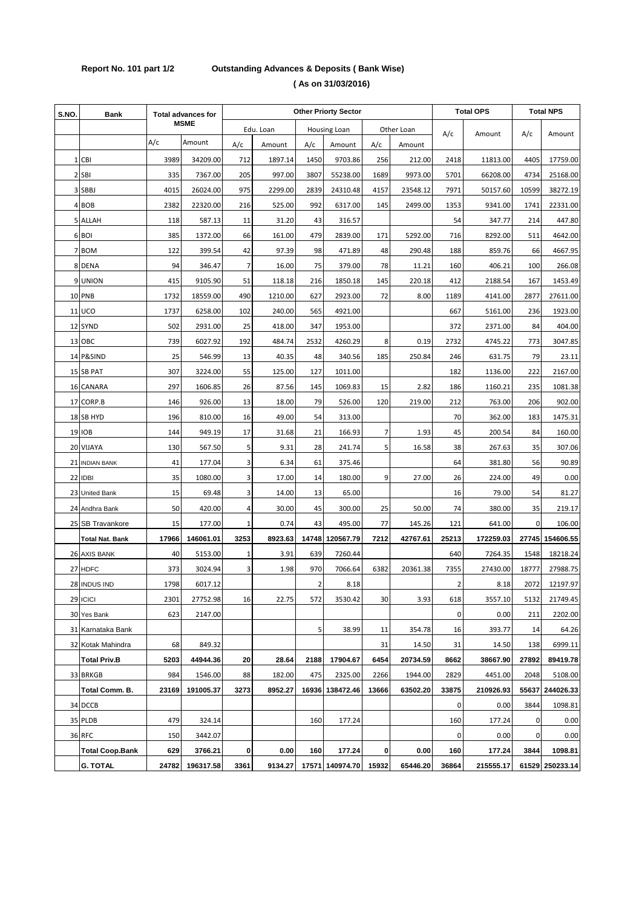**Report No. 101 part 1/2 Outstanding Advances & Deposits ( Bank Wise)**

**( As on 31/03/2016)**

| S.NO. | Bank | Total advances for MSME | | Other Priorty Sector | | | | | | Total OPS | | Total NPS | |
|---|---|---|---|---|---|---|---|---|---|---|---|---|---|
| | | | | Edu. Loan | | Housing Loan | | Other Loan | | A/c | Amount | A/c | Amount |
| | | A/c | Amount | A/c | Amount | A/c | Amount | A/c | Amount | | | | |
| 1 | CBI | 3989 | 34209.00 | 712 | 1897.14 | 1450 | 9703.86 | 256 | 212.00 | 2418 | 11813.00 | 4405 | 17759.00 |
| 2 | SBI | 335 | 7367.00 | 205 | 997.00 | 3807 | 55238.00 | 1689 | 9973.00 | 5701 | 66208.00 | 4734 | 25168.00 |
| 3 | SBBJ | 4015 | 26024.00 | 975 | 2299.00 | 2839 | 24310.48 | 4157 | 23548.12 | 7971 | 50157.60 | 10599 | 38272.19 |
| 4 | BOB | 2382 | 22320.00 | 216 | 525.00 | 992 | 6317.00 | 145 | 2499.00 | 1353 | 9341.00 | 1741 | 22331.00 |
| 5 | ALLAH | 118 | 587.13 | 11 | 31.20 | 43 | 316.57 | | | 54 | 347.77 | 214 | 447.80 |
| 6 | BOI | 385 | 1372.00 | 66 | 161.00 | 479 | 2839.00 | 171 | 5292.00 | 716 | 8292.00 | 511 | 4642.00 |
| 7 | BOM | 122 | 399.54 | 42 | 97.39 | 98 | 471.89 | 48 | 290.48 | 188 | 859.76 | 66 | 4667.95 |
| 8 | DENA | 94 | 346.47 | 7 | 16.00 | 75 | 379.00 | 78 | 11.21 | 160 | 406.21 | 100 | 266.08 |
| 9 | UNION | 415 | 9105.90 | 51 | 118.18 | 216 | 1850.18 | 145 | 220.18 | 412 | 2188.54 | 167 | 1453.49 |
| 10 | PNB | 1732 | 18559.00 | 490 | 1210.00 | 627 | 2923.00 | 72 | 8.00 | 1189 | 4141.00 | 2877 | 27611.00 |
| 11 | UCO | 1737 | 6258.00 | 102 | 240.00 | 565 | 4921.00 | | | 667 | 5161.00 | 236 | 1923.00 |
| 12 | SYND | 502 | 2931.00 | 25 | 418.00 | 347 | 1953.00 | | | 372 | 2371.00 | 84 | 404.00 |
| 13 | OBC | 739 | 6027.92 | 192 | 484.74 | 2532 | 4260.29 | 8 | 0.19 | 2732 | 4745.22 | 773 | 3047.85 |
| 14 | P&SIND | 25 | 546.99 | 13 | 40.35 | 48 | 340.56 | 185 | 250.84 | 246 | 631.75 | 79 | 23.11 |
| 15 | SB PAT | 307 | 3224.00 | 55 | 125.00 | 127 | 1011.00 | | | 182 | 1136.00 | 222 | 2167.00 |
| 16 | CANARA | 297 | 1606.85 | 26 | 87.56 | 145 | 1069.83 | 15 | 2.82 | 186 | 1160.21 | 235 | 1081.38 |
| 17 | CORP.B | 146 | 926.00 | 13 | 18.00 | 79 | 526.00 | 120 | 219.00 | 212 | 763.00 | 206 | 902.00 |
| 18 | SB HYD | 196 | 810.00 | 16 | 49.00 | 54 | 313.00 | | | 70 | 362.00 | 183 | 1475.31 |
| 19 | IOB | 144 | 949.19 | 17 | 31.68 | 21 | 166.93 | 7 | 1.93 | 45 | 200.54 | 84 | 160.00 |
| 20 | VIJAYA | 130 | 567.50 | 5 | 9.31 | 28 | 241.74 | 5 | 16.58 | 38 | 267.63 | 35 | 307.06 |
| 21 | INDIAN BANK | 41 | 177.04 | 3 | 6.34 | 61 | 375.46 | | | 64 | 381.80 | 56 | 90.89 |
| 22 | IDBI | 35 | 1080.00 | 3 | 17.00 | 14 | 180.00 | 9 | 27.00 | 26 | 224.00 | 49 | 0.00 |
| 23 | United Bank | 15 | 69.48 | 3 | 14.00 | 13 | 65.00 | | | 16 | 79.00 | 54 | 81.27 |
| 24 | Andhra Bank | 50 | 420.00 | 4 | 30.00 | 45 | 300.00 | 25 | 50.00 | 74 | 380.00 | 35 | 219.17 |
| 25 | SB Travankore | 15 | 177.00 | 1 | 0.74 | 43 | 495.00 | 77 | 145.26 | 121 | 641.00 | 0 | 106.00 |
| | **Total Nat. Bank** | **17966** | **146061.01** | **3253** | **8923.63** | **14748** | **120567.79** | **7212** | **42767.61** | **25213** | **172259.03** | **27745** | **154606.55** |
| 26 | AXIS BANK | 40 | 5153.00 | 1 | 3.91 | 639 | 7260.44 | | | 640 | 7264.35 | 1548 | 18218.24 |
| 27 | HDFC | 373 | 3024.94 | 3 | 1.98 | 970 | 7066.64 | 6382 | 20361.38 | 7355 | 27430.00 | 18777 | 27988.75 |
| 28 | INDUS IND | 1798 | 6017.12 | | | 2 | 8.18 | | | 2 | 8.18 | 2072 | 12197.97 |
| 29 | ICICI | 2301 | 27752.98 | 16 | 22.75 | 572 | 3530.42 | 30 | 3.93 | 618 | 3557.10 | 5132 | 21749.45 |
| 30 | Yes Bank | 623 | 2147.00 | | | | | | | 0 | 0.00 | 211 | 2202.00 |
| 31 | Karnataka Bank | | | | | 5 | 38.99 | 11 | 354.78 | 16 | 393.77 | 14 | 64.26 |
| 32 | Kotak Mahindra | 68 | 849.32 | | | | | 31 | 14.50 | 31 | 14.50 | 138 | 6999.11 |
| | **Total Priv.B** | **5203** | **44944.36** | **20** | **28.64** | **2188** | **17904.67** | **6454** | **20734.59** | **8662** | **38667.90** | **27892** | **89419.78** |
| 33 | BRKGB | 984 | 1546.00 | 88 | 182.00 | 475 | 2325.00 | 2266 | 1944.00 | 2829 | 4451.00 | 2048 | 5108.00 |
| | **Total Comm. B.** | **23169** | **191005.37** | **3273** | **8952.27** | **16936** | **138472.46** | **13666** | **63502.20** | **33875** | **210926.93** | **55637** | **244026.33** |
| 34 | DCCB | | | | | | | | | 0 | 0.00 | 3844 | 1098.81 |
| 35 | PLDB | 479 | 324.14 | | | 160 | 177.24 | | | 160 | 177.24 | 0 | 0.00 |
| 36 | RFC | 150 | 3442.07 | | | | | | | 0 | 0.00 | 0 | 0.00 |
| | **Total Coop.Bank** | **629** | **3766.21** | **0** | **0.00** | **160** | **177.24** | **0** | **0.00** | **160** | **177.24** | **3844** | **1098.81** |
| | **G. TOTAL** | **24782** | **196317.58** | **3361** | **9134.27** | **17571** | **140974.70** | **15932** | **65446.20** | **36864** | **215555.17** | **61529** | **250233.14** |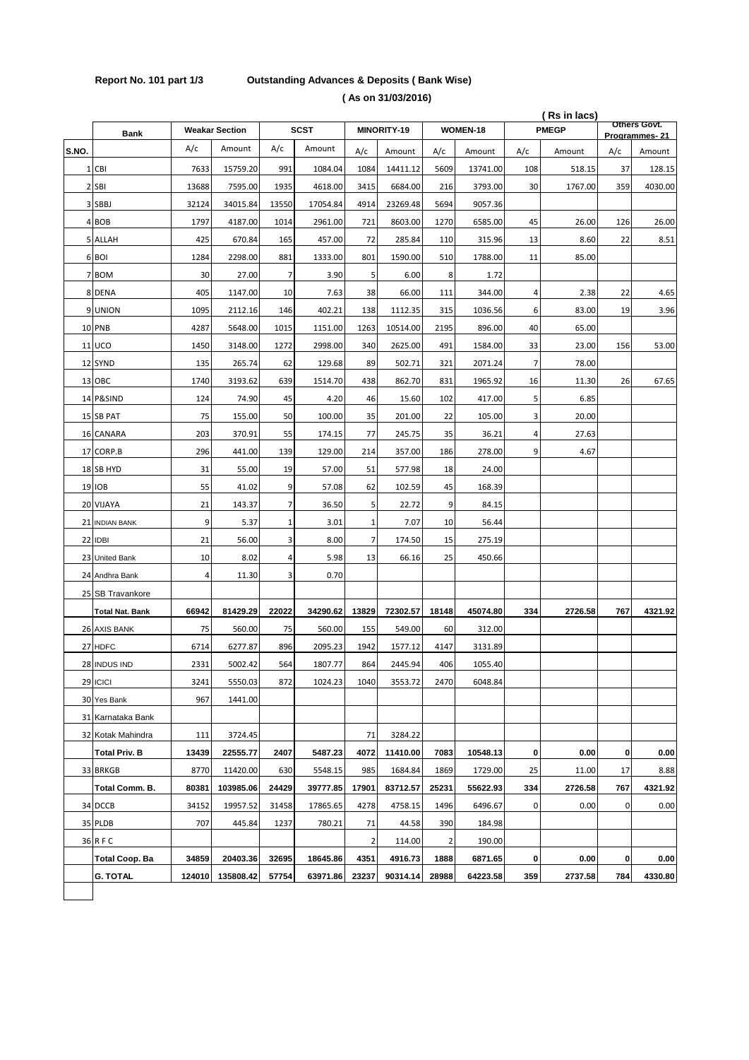**Report No. 101 part 1/3 Outstanding Advances & Deposits ( Bank Wise)**

**( As on 31/03/2016)**

**( Rs in lacs)**

| S.NO. | Bank | Weakar Section | | SCST | | MINORITY-19 | | WOMEN-18 | | PMEGP | | Others Govt. Programmes- 21 | |
|---|---|---|---|---|---|---|---|---|---|---|---|---|---|
| | | A/c | Amount | A/c | Amount | A/c | Amount | A/c | Amount | A/c | Amount | A/c | Amount |
| 1 | CBI | 7633 | 15759.20 | 991 | 1084.04 | 1084 | 14411.12 | 5609 | 13741.00 | 108 | 518.15 | 37 | 128.15 |
| 2 | SBI | 13688 | 7595.00 | 1935 | 4618.00 | 3415 | 6684.00 | 216 | 3793.00 | 30 | 1767.00 | 359 | 4030.00 |
| 3 | SBBJ | 32124 | 34015.84 | 13550 | 17054.84 | 4914 | 23269.48 | 5694 | 9057.36 | | | | |
| 4 | BOB | 1797 | 4187.00 | 1014 | 2961.00 | 721 | 8603.00 | 1270 | 6585.00 | 45 | 26.00 | 126 | 26.00 |
| 5 | ALLAH | 425 | 670.84 | 165 | 457.00 | 72 | 285.84 | 110 | 315.96 | 13 | 8.60 | 22 | 8.51 |
| 6 | BOI | 1284 | 2298.00 | 881 | 1333.00 | 801 | 1590.00 | 510 | 1788.00 | 11 | 85.00 | | |
| 7 | BOM | 30 | 27.00 | 7 | 3.90 | 5 | 6.00 | 8 | 1.72 | | | | |
| 8 | DENA | 405 | 1147.00 | 10 | 7.63 | 38 | 66.00 | 111 | 344.00 | 4 | 2.38 | 22 | 4.65 |
| 9 | UNION | 1095 | 2112.16 | 146 | 402.21 | 138 | 1112.35 | 315 | 1036.56 | 6 | 83.00 | 19 | 3.96 |
| 10 | PNB | 4287 | 5648.00 | 1015 | 1151.00 | 1263 | 10514.00 | 2195 | 896.00 | 40 | 65.00 | | |
| 11 | UCO | 1450 | 3148.00 | 1272 | 2998.00 | 340 | 2625.00 | 491 | 1584.00 | 33 | 23.00 | 156 | 53.00 |
| 12 | SYND | 135 | 265.74 | 62 | 129.68 | 89 | 502.71 | 321 | 2071.24 | 7 | 78.00 | | |
| 13 | OBC | 1740 | 3193.62 | 639 | 1514.70 | 438 | 862.70 | 831 | 1965.92 | 16 | 11.30 | 26 | 67.65 |
| 14 | P&SIND | 124 | 74.90 | 45 | 4.20 | 46 | 15.60 | 102 | 417.00 | 5 | 6.85 | | |
| 15 | SB PAT | 75 | 155.00 | 50 | 100.00 | 35 | 201.00 | 22 | 105.00 | 3 | 20.00 | | |
| 16 | CANARA | 203 | 370.91 | 55 | 174.15 | 77 | 245.75 | 35 | 36.21 | 4 | 27.63 | | |
| 17 | CORP.B | 296 | 441.00 | 139 | 129.00 | 214 | 357.00 | 186 | 278.00 | 9 | 4.67 | | |
| 18 | SB HYD | 31 | 55.00 | 19 | 57.00 | 51 | 577.98 | 18 | 24.00 | | | | |
| 19 | IOB | 55 | 41.02 | 9 | 57.08 | 62 | 102.59 | 45 | 168.39 | | | | |
| 20 | VIJAYA | 21 | 143.37 | 7 | 36.50 | 5 | 22.72 | 9 | 84.15 | | | | |
| 21 | INDIAN BANK | 9 | 5.37 | 1 | 3.01 | 1 | 7.07 | 10 | 56.44 | | | | |
| 22 | IDBI | 21 | 56.00 | 3 | 8.00 | 7 | 174.50 | 15 | 275.19 | | | | |
| 23 | United Bank | 10 | 8.02 | 4 | 5.98 | 13 | 66.16 | 25 | 450.66 | | | | |
| 24 | Andhra Bank | 4 | 11.30 | 3 | 0.70 | | | | | | | | |
| 25 | SB Travankore | | | | | | | | | | | | |
| | **Total Nat. Bank** | **66942** | **81429.29** | **22022** | **34290.62** | **13829** | **72302.57** | **18148** | **45074.80** | **334** | **2726.58** | **767** | **4321.92** |
| 26 | AXIS BANK | 75 | 560.00 | 75 | 560.00 | 155 | 549.00 | 60 | 312.00 | | | | |
| 27 | HDFC | 6714 | 6277.87 | 896 | 2095.23 | 1942 | 1577.12 | 4147 | 3131.89 | | | | |
| 28 | INDUS IND | 2331 | 5002.42 | 564 | 1807.77 | 864 | 2445.94 | 406 | 1055.40 | | | | |
| 29 | ICICI | 3241 | 5550.03 | 872 | 1024.23 | 1040 | 3553.72 | 2470 | 6048.84 | | | | |
| 30 | Yes Bank | 967 | 1441.00 | | | | | | | | | | |
| 31 | Karnataka Bank | | | | | | | | | | | | |
| 32 | Kotak Mahindra | 111 | 3724.45 | | | 71 | 3284.22 | | | | | | |
| | **Total Priv. B** | **13439** | **22555.77** | **2407** | **5487.23** | **4072** | **11410.00** | **7083** | **10548.13** | **0** | **0.00** | **0** | **0.00** |
| 33 | BRKGB | 8770 | 11420.00 | 630 | 5548.15 | 985 | 1684.84 | 1869 | 1729.00 | 25 | 11.00 | 17 | 8.88 |
| | **Total Comm. B.** | **80381** | **103985.06** | **24429** | **39777.85** | **17901** | **83712.57** | **25231** | **55622.93** | **334** | **2726.58** | **767** | **4321.92** |
| 34 | DCCB | 34152 | 19957.52 | 31458 | 17865.65 | 4278 | 4758.15 | 1496 | 6496.67 | 0 | 0.00 | 0 | 0.00 |
| 35 | PLDB | 707 | 445.84 | 1237 | 780.21 | 71 | 44.58 | 390 | 184.98 | | | | |
| 36 | R F C | | | | | 2 | 114.00 | 2 | 190.00 | | | | |
| | **Total Coop. Ba** | **34859** | **20403.36** | **32695** | **18645.86** | **4351** | **4916.73** | **1888** | **6871.65** | **0** | **0.00** | **0** | **0.00** |
| | **G. TOTAL** | **124010** | **135808.42** | **57754** | **63971.86** | **23237** | **90314.14** | **28988** | **64223.58** | **359** | **2737.58** | **784** | **4330.80** |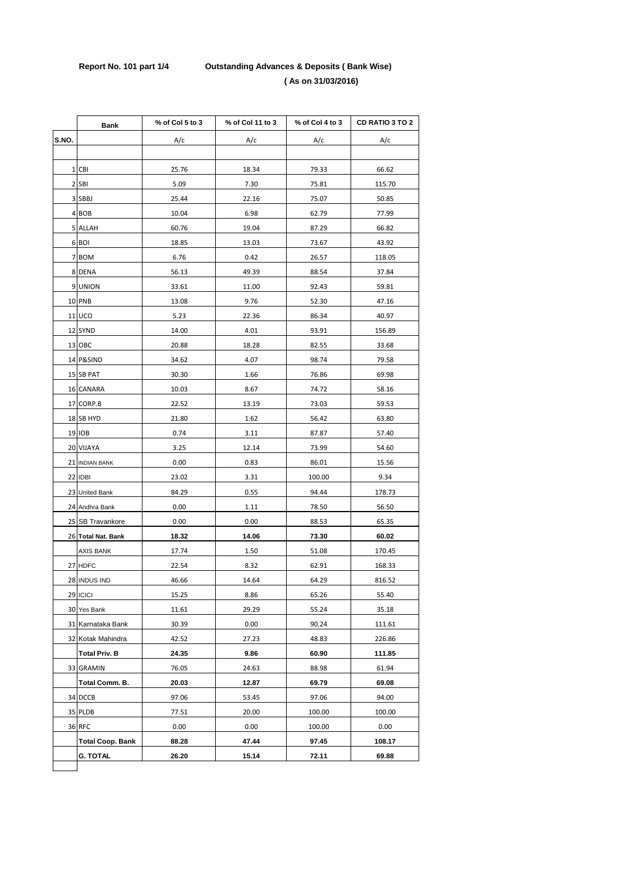**Report No. 101 part 1/4** **Outstanding Advances & Deposits ( Bank Wise)**

**( As on 31/03/2016)**

| S.NO. | Bank | % of Col 5 to 3 | % of Col 11 to 3 | % of Col 4 to 3 | CD RATIO 3 TO 2 |
|---|---|---|---|---|---|
| | | A/c | A/c | A/c | A/c |
| 1 | CBI | 25.76 | 18.34 | 79.33 | 66.62 |
| 2 | SBI | 5.09 | 7.30 | 75.81 | 115.70 |
| 3 | SBBJ | 25.44 | 22.16 | 75.07 | 50.85 |
| 4 | BOB | 10.04 | 6.98 | 62.79 | 77.99 |
| 5 | ALLAH | 60.76 | 19.04 | 87.29 | 66.82 |
| 6 | BOI | 18.85 | 13.03 | 73.67 | 43.92 |
| 7 | BOM | 6.76 | 0.42 | 26.57 | 118.05 |
| 8 | DENA | 56.13 | 49.39 | 88.54 | 37.84 |
| 9 | UNION | 33.61 | 11.00 | 92.43 | 59.81 |
| 10 | PNB | 13.08 | 9.76 | 52.30 | 47.16 |
| 11 | UCO | 5.23 | 22.36 | 86.34 | 40.97 |
| 12 | SYND | 14.00 | 4.01 | 93.91 | 156.89 |
| 13 | OBC | 20.88 | 18.28 | 82.55 | 33.68 |
| 14 | P&SIND | 34.62 | 4.07 | 98.74 | 79.58 |
| 15 | SB PAT | 30.30 | 1.66 | 76.86 | 69.98 |
| 16 | CANARA | 10.03 | 8.67 | 74.72 | 58.16 |
| 17 | CORP.B | 22.52 | 13.19 | 73.03 | 59.53 |
| 18 | SB HYD | 21.80 | 1.62 | 56.42 | 63.80 |
| 19 | IOB | 0.74 | 3.11 | 87.87 | 57.40 |
| 20 | VIJAYA | 3.25 | 12.14 | 73.99 | 54.60 |
| 21 | INDIAN BANK | 0.00 | 0.83 | 86.01 | 15.56 |
| 22 | IDBI | 23.02 | 3.31 | 100.00 | 9.34 |
| 23 | United Bank | 84.29 | 0.55 | 94.44 | 178.73 |
| 24 | Andhra Bank | 0.00 | 1.11 | 78.50 | 56.50 |
| 25 | SB Travankore | 0.00 | 0.00 | 88.53 | 65.35 |
| 26 | **Total Nat. Bank** | **18.32** | **14.06** | **73.30** | **60.02** |
| | AXIS BANK | 17.74 | 1.50 | 51.08 | 170.45 |
| 27 | HDFC | 22.54 | 8.32 | 62.91 | 168.33 |
| 28 | INDUS IND | 46.66 | 14.64 | 64.29 | 816.52 |
| 29 | ICICI | 15.25 | 8.86 | 65.26 | 55.40 |
| 30 | Yes Bank | 11.61 | 29.29 | 55.24 | 35.18 |
| 31 | Karnataka Bank | 30.39 | 0.00 | 90.24 | 111.61 |
| 32 | Kotak Mahindra | 42.52 | 27.23 | 48.83 | 226.86 |
| | **Total Priv. B** | **24.35** | **9.86** | **60.90** | **111.85** |
| 33 | GRAMIN | 76.05 | 24.63 | 88.98 | 61.94 |
| | **Total Comm. B.** | **20.03** | **12.87** | **69.79** | **69.08** |
| 34 | DCCB | 97.06 | 53.45 | 97.06 | 94.00 |
| 35 | PLDB | 77.51 | 20.00 | 100.00 | 100.00 |
| 36 | RFC | 0.00 | 0.00 | 100.00 | 0.00 |
| | **Total Coop. Bank** | **88.28** | **47.44** | **97.45** | **108.17** |
| | **G. TOTAL** | **26.20** | **15.14** | **72.11** | **69.88** |